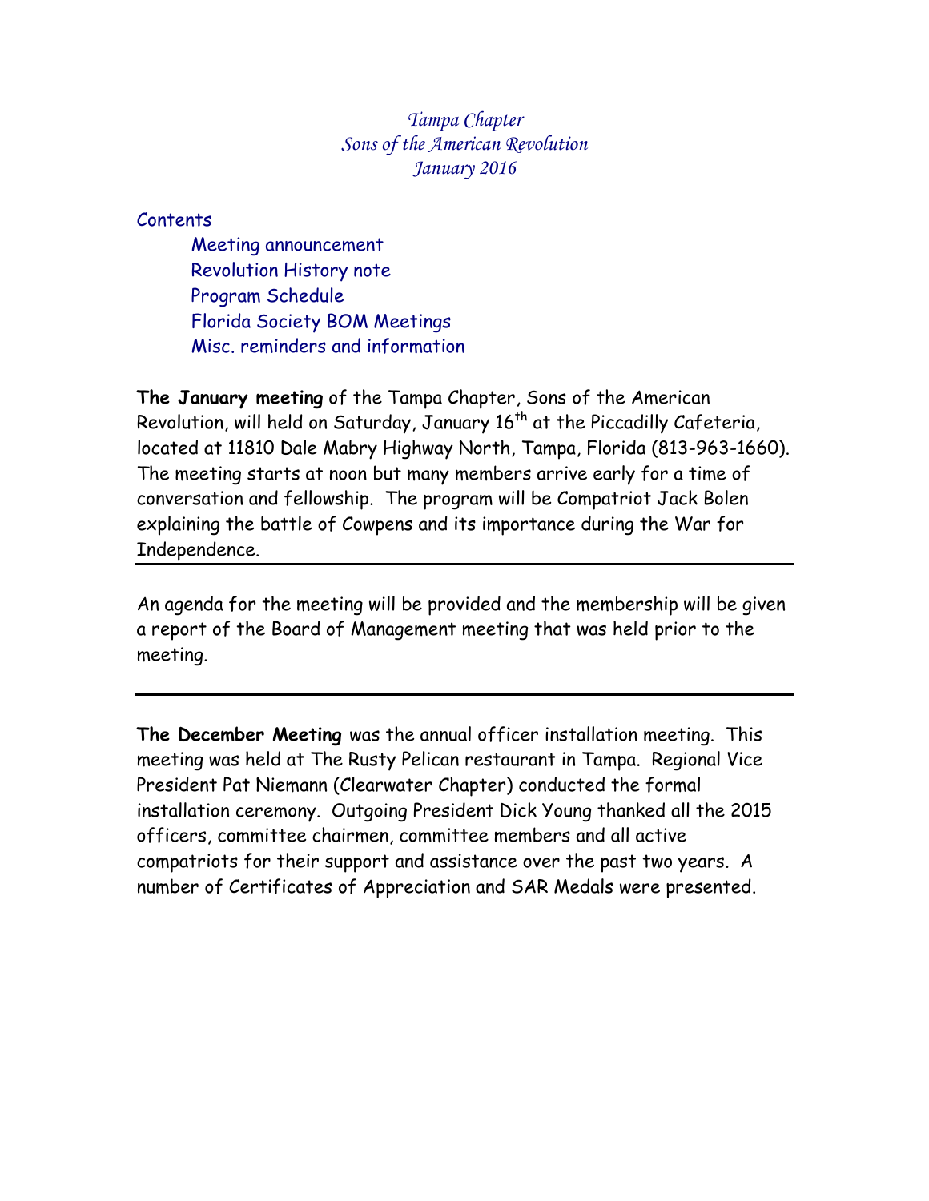*Tampa Chapter*
*Sons of the American Revolution*
*January 2016*

Contents

- Meeting announcement
- Revolution History note
- Program Schedule
- Florida Society BOM Meetings
- Misc. reminders and information

**The January meeting** of the Tampa Chapter, Sons of the American Revolution, will held on Saturday, January 16th at the Piccadilly Cafeteria, located at 11810 Dale Mabry Highway North, Tampa, Florida (813-963-1660). The meeting starts at noon but many members arrive early for a time of conversation and fellowship. The program will be Compatriot Jack Bolen explaining the battle of Cowpens and its importance during the War for Independence.

---

An agenda for the meeting will be provided and the membership will be given a report of the Board of Management meeting that was held prior to the meeting.

---

**The December Meeting** was the annual officer installation meeting. This meeting was held at The Rusty Pelican restaurant in Tampa. Regional Vice President Pat Niemann (Clearwater Chapter) conducted the formal installation ceremony. Outgoing President Dick Young thanked all the 2015 officers, committee chairmen, committee members and all active compatriots for their support and assistance over the past two years. A number of Certificates of Appreciation and SAR Medals were presented.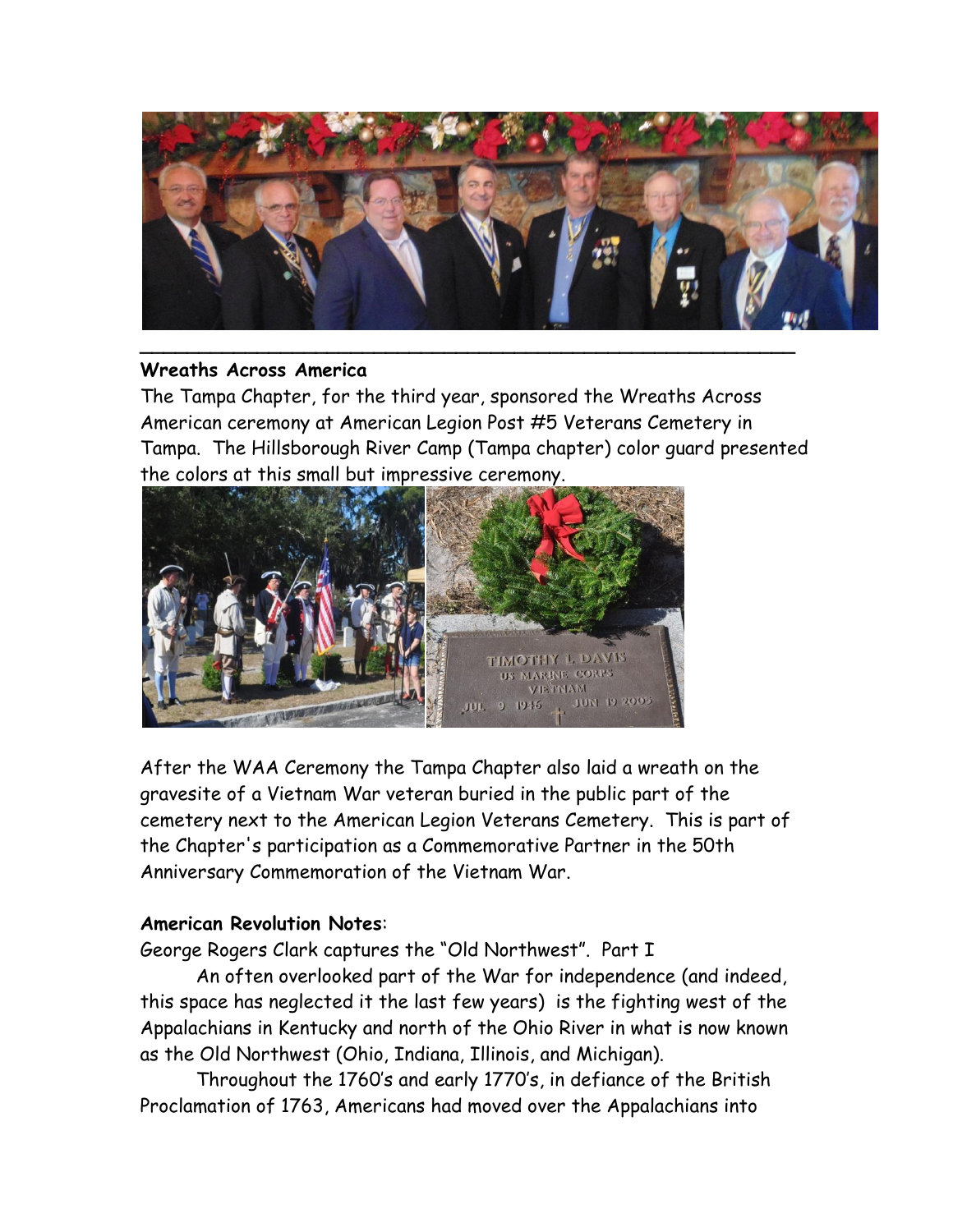**Wreaths Across America**

The Tampa Chapter, for the third year, sponsored the Wreaths Across American ceremony at American Legion Post #5 Veterans Cemetery in Tampa. The Hillsborough River Camp (Tampa chapter) color guard presented the colors at this small but impressive ceremony.

After the WAA Ceremony the Tampa Chapter also laid a wreath on the gravesite of a Vietnam War veteran buried in the public part of the cemetery next to the American Legion Veterans Cemetery. This is part of the Chapter's participation as a Commemorative Partner in the 50th Anniversary Commemoration of the Vietnam War.

**American Revolution Notes**:

George Rogers Clark captures the "Old Northwest". Part I

An often overlooked part of the War for independence (and indeed, this space has neglected it the last few years) is the fighting west of the Appalachians in Kentucky and north of the Ohio River in what is now known as the Old Northwest (Ohio, Indiana, Illinois, and Michigan).

Throughout the 1760's and early 1770's, in defiance of the British Proclamation of 1763, Americans had moved over the Appalachians into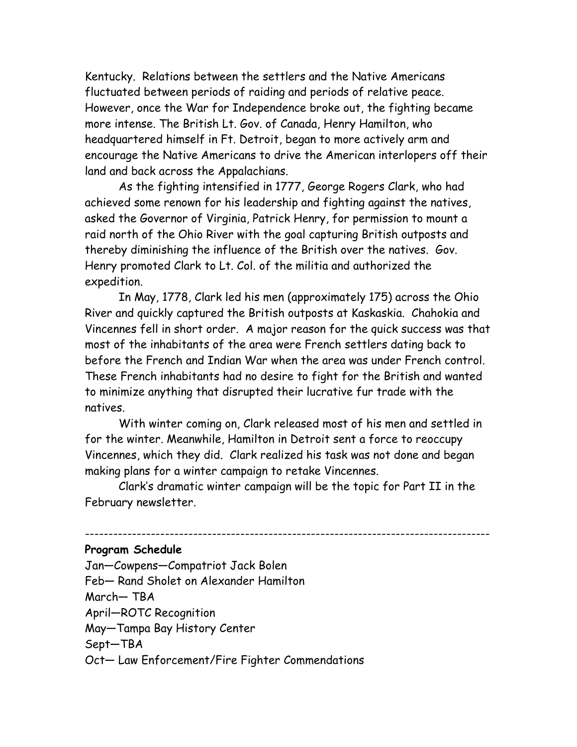Kentucky. Relations between the settlers and the Native Americans fluctuated between periods of raiding and periods of relative peace. However, once the War for Independence broke out, the fighting became more intense. The British Lt. Gov. of Canada, Henry Hamilton, who headquartered himself in Ft. Detroit, began to more actively arm and encourage the Native Americans to drive the American interlopers off their land and back across the Appalachians.

As the fighting intensified in 1777, George Rogers Clark, who had achieved some renown for his leadership and fighting against the natives, asked the Governor of Virginia, Patrick Henry, for permission to mount a raid north of the Ohio River with the goal capturing British outposts and thereby diminishing the influence of the British over the natives. Gov. Henry promoted Clark to Lt. Col. of the militia and authorized the expedition.

In May, 1778, Clark led his men (approximately 175) across the Ohio River and quickly captured the British outposts at Kaskaskia. Chahokia and Vincennes fell in short order. A major reason for the quick success was that most of the inhabitants of the area were French settlers dating back to before the French and Indian War when the area was under French control. These French inhabitants had no desire to fight for the British and wanted to minimize anything that disrupted their lucrative fur trade with the natives.

With winter coming on, Clark released most of his men and settled in for the winter. Meanwhile, Hamilton in Detroit sent a force to reoccupy Vincennes, which they did. Clark realized his task was not done and began making plans for a winter campaign to retake Vincennes.

Clark's dramatic winter campaign will be the topic for Part II in the February newsletter.

---

**Program Schedule**

Jan—Cowpens—Compatriot Jack Bolen
Feb— Rand Sholet on Alexander Hamilton
March— TBA
April—ROTC Recognition
May—Tampa Bay History Center
Sept—TBA
Oct— Law Enforcement/Fire Fighter Commendations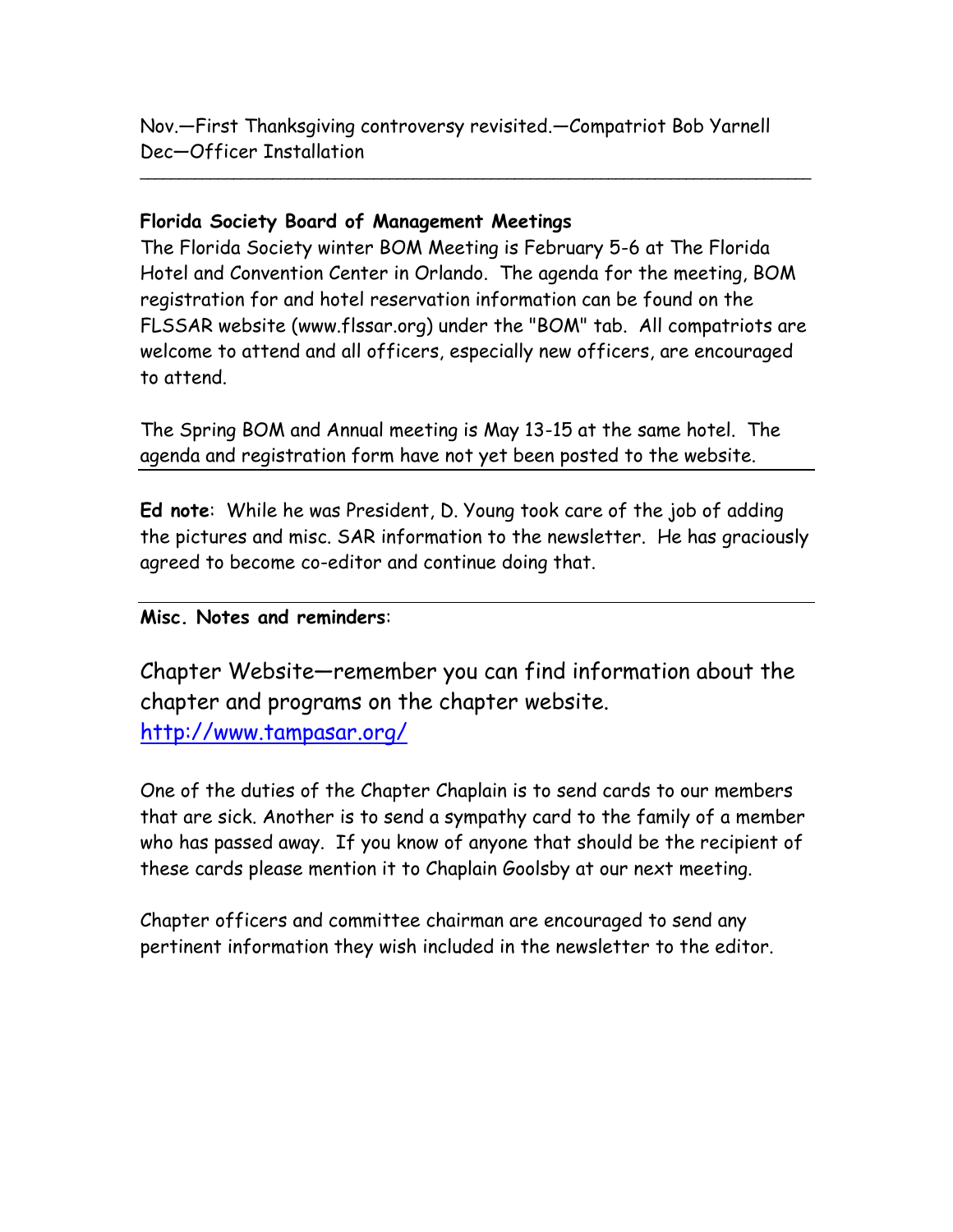Nov.—First Thanksgiving controversy revisited.—Compatriot Bob Yarnell
Dec—Officer Installation

---

**Florida Society Board of Management Meetings**

The Florida Society winter BOM Meeting is February 5-6 at The Florida Hotel and Convention Center in Orlando. The agenda for the meeting, BOM registration for and hotel reservation information can be found on the FLSSAR website (www.flssar.org) under the "BOM" tab. All compatriots are welcome to attend and all officers, especially new officers, are encouraged to attend.

The Spring BOM and Annual meeting is May 13-15 at the same hotel. The agenda and registration form have not yet been posted to the website.

---

**Ed note**: While he was President, D. Young took care of the job of adding the pictures and misc. SAR information to the newsletter. He has graciously agreed to become co-editor and continue doing that.

---

**Misc. Notes and reminders**:

Chapter Website—remember you can find information about the chapter and programs on the chapter website.
http://www.tampasar.org/

One of the duties of the Chapter Chaplain is to send cards to our members that are sick. Another is to send a sympathy card to the family of a member who has passed away. If you know of anyone that should be the recipient of these cards please mention it to Chaplain Goolsby at our next meeting.

Chapter officers and committee chairman are encouraged to send any pertinent information they wish included in the newsletter to the editor.